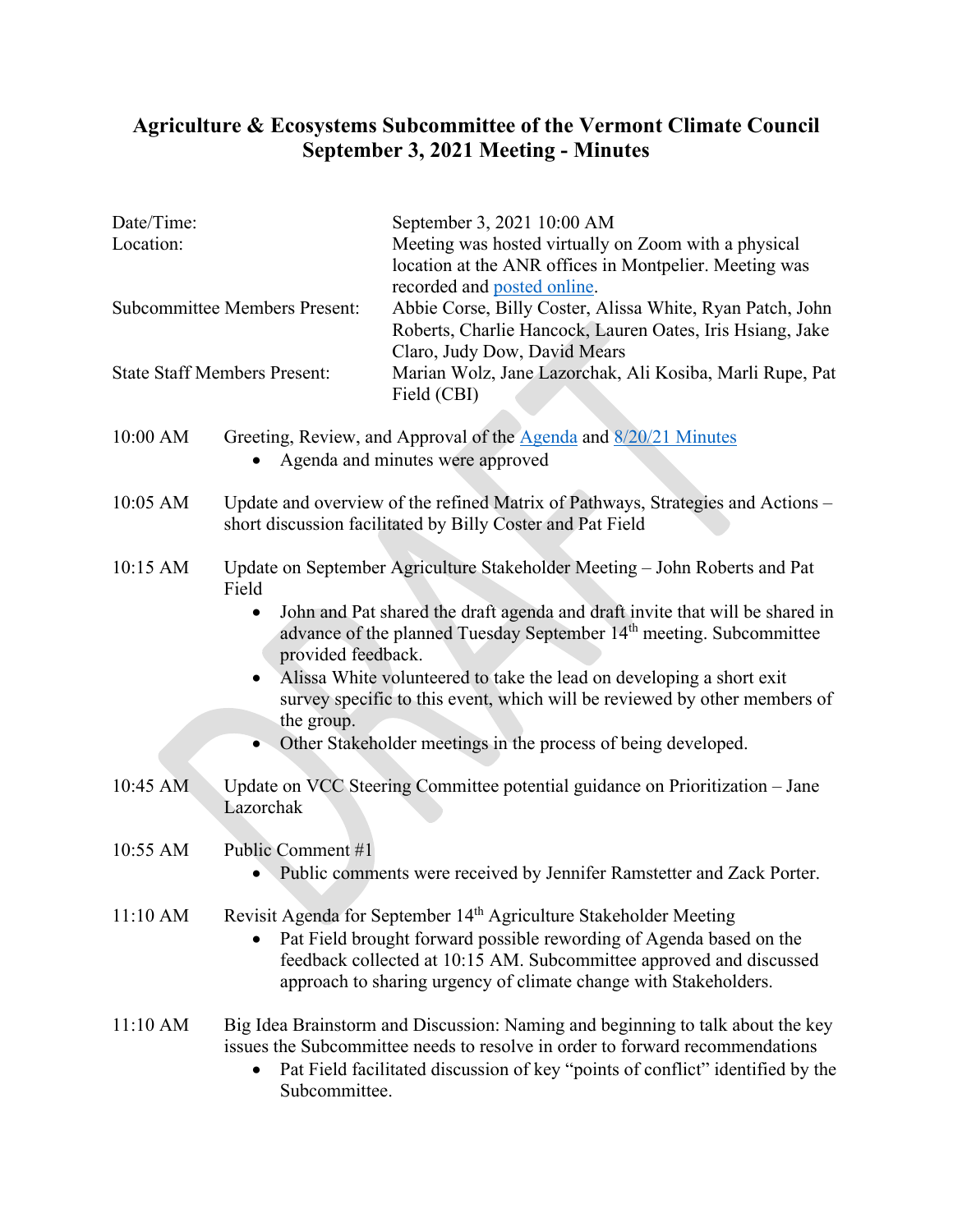# Agriculture & Ecosystems Subcommittee of the Vermont Climate Council
## September 3, 2021 Meeting - Minutes

| | |
|---|---|
| Date/Time: | September 3, 2021 10:00 AM |
| Location: | Meeting was hosted virtually on Zoom with a physical location at the ANR offices in Montpelier. Meeting was recorded and posted online. |
| Subcommittee Members Present: | Abbie Corse, Billy Coster, Alissa White, Ryan Patch, John Roberts, Charlie Hancock, Lauren Oates, Iris Hsiang, Jake Claro, Judy Dow, David Mears |
| State Staff Members Present: | Marian Wolz, Jane Lazorchak, Ali Kosiba, Marli Rupe, Pat Field (CBI) |

**10:00 AM** Greeting, Review, and Approval of the Agenda and 8/20/21 Minutes

- Agenda and minutes were approved

**10:05 AM** Update and overview of the refined Matrix of Pathways, Strategies and Actions – short discussion facilitated by Billy Coster and Pat Field

**10:15 AM** Update on September Agriculture Stakeholder Meeting – John Roberts and Pat Field

- John and Pat shared the draft agenda and draft invite that will be shared in advance of the planned Tuesday September 14th meeting. Subcommittee provided feedback.
- Alissa White volunteered to take the lead on developing a short exit survey specific to this event, which will be reviewed by other members of the group.
- Other Stakeholder meetings in the process of being developed.

**10:45 AM** Update on VCC Steering Committee potential guidance on Prioritization – Jane Lazorchak

**10:55 AM** Public Comment #1

- Public comments were received by Jennifer Ramstetter and Zack Porter.

**11:10 AM** Revisit Agenda for September 14th Agriculture Stakeholder Meeting

- Pat Field brought forward possible rewording of Agenda based on the feedback collected at 10:15 AM. Subcommittee approved and discussed approach to sharing urgency of climate change with Stakeholders.

**11:10 AM** Big Idea Brainstorm and Discussion: Naming and beginning to talk about the key issues the Subcommittee needs to resolve in order to forward recommendations

- Pat Field facilitated discussion of key "points of conflict" identified by the Subcommittee.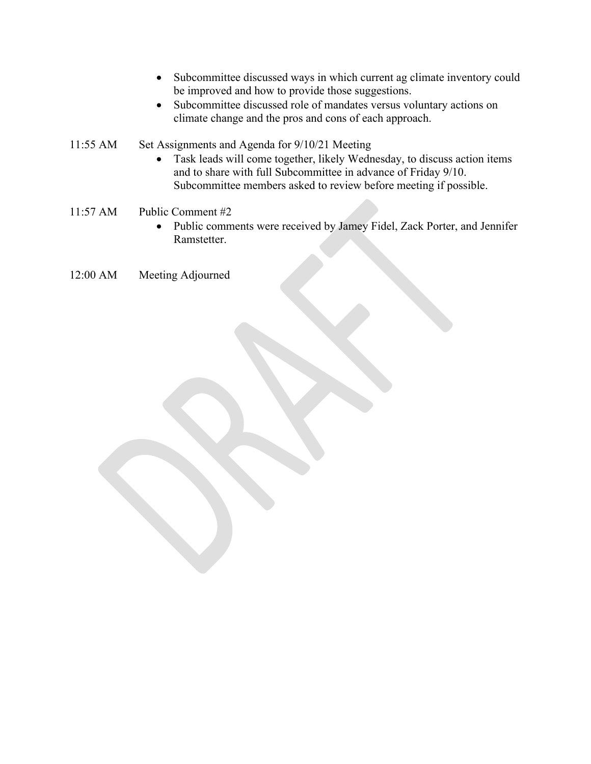- Subcommittee discussed ways in which current ag climate inventory could be improved and how to provide those suggestions.
- Subcommittee discussed role of mandates versus voluntary actions on climate change and the pros and cons of each approach.

11:55 AM Set Assignments and Agenda for 9/10/21 Meeting

- Task leads will come together, likely Wednesday, to discuss action items and to share with full Subcommittee in advance of Friday 9/10. Subcommittee members asked to review before meeting if possible.

11:57 AM Public Comment #2

- Public comments were received by Jamey Fidel, Zack Porter, and Jennifer Ramstetter.

12:00 AM Meeting Adjourned